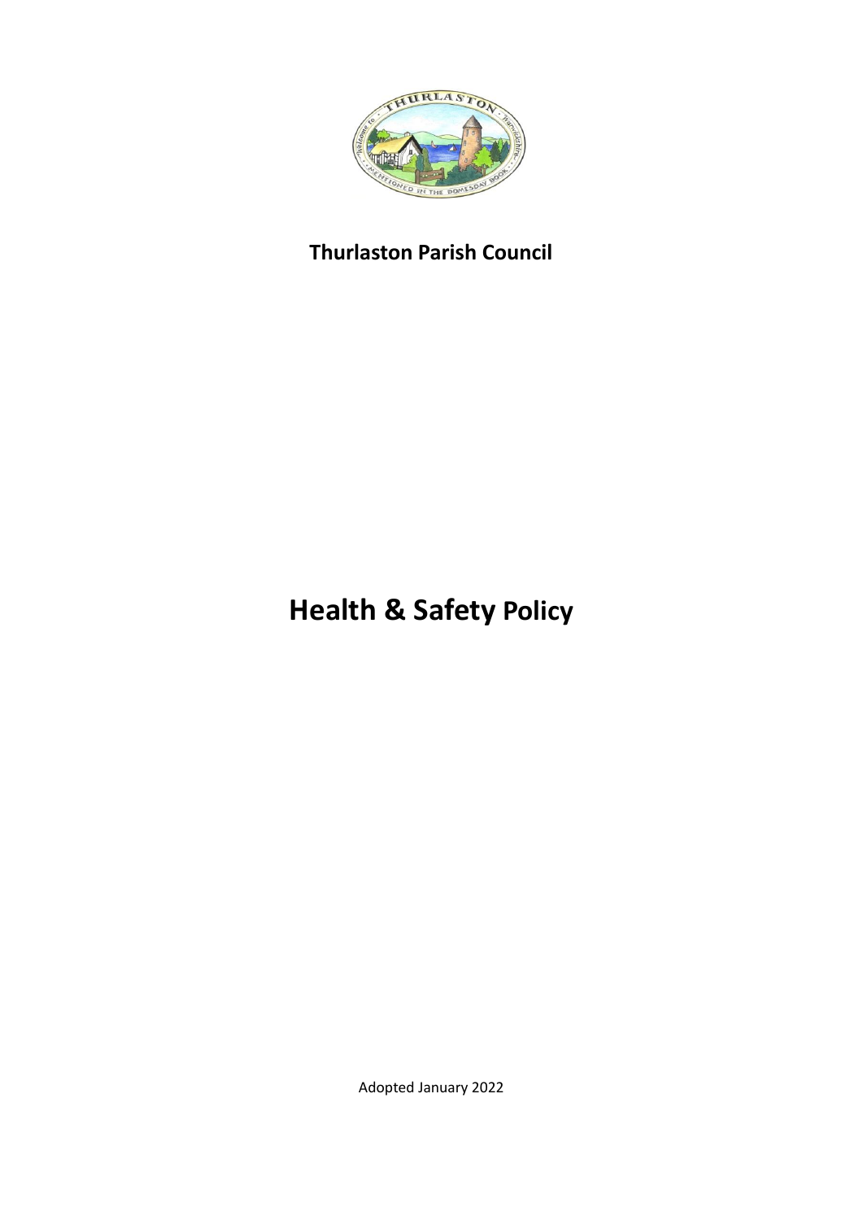**Thurlaston Parish Council**

# Health & Safety Policy

Adopted January 2022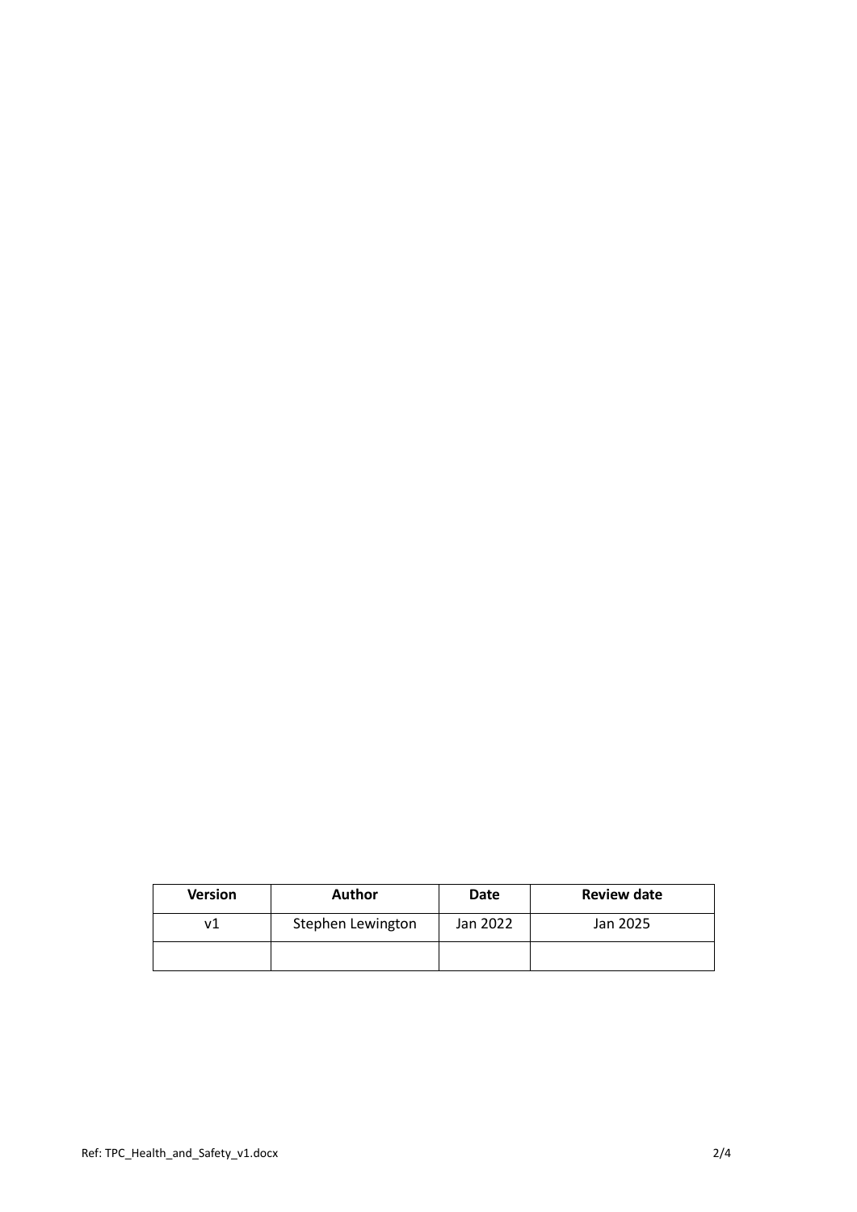| Version | Author | Date | Review date |
|---|---|---|---|
| v1 | Stephen Lewington | Jan 2022 | Jan 2025 |
| | | | |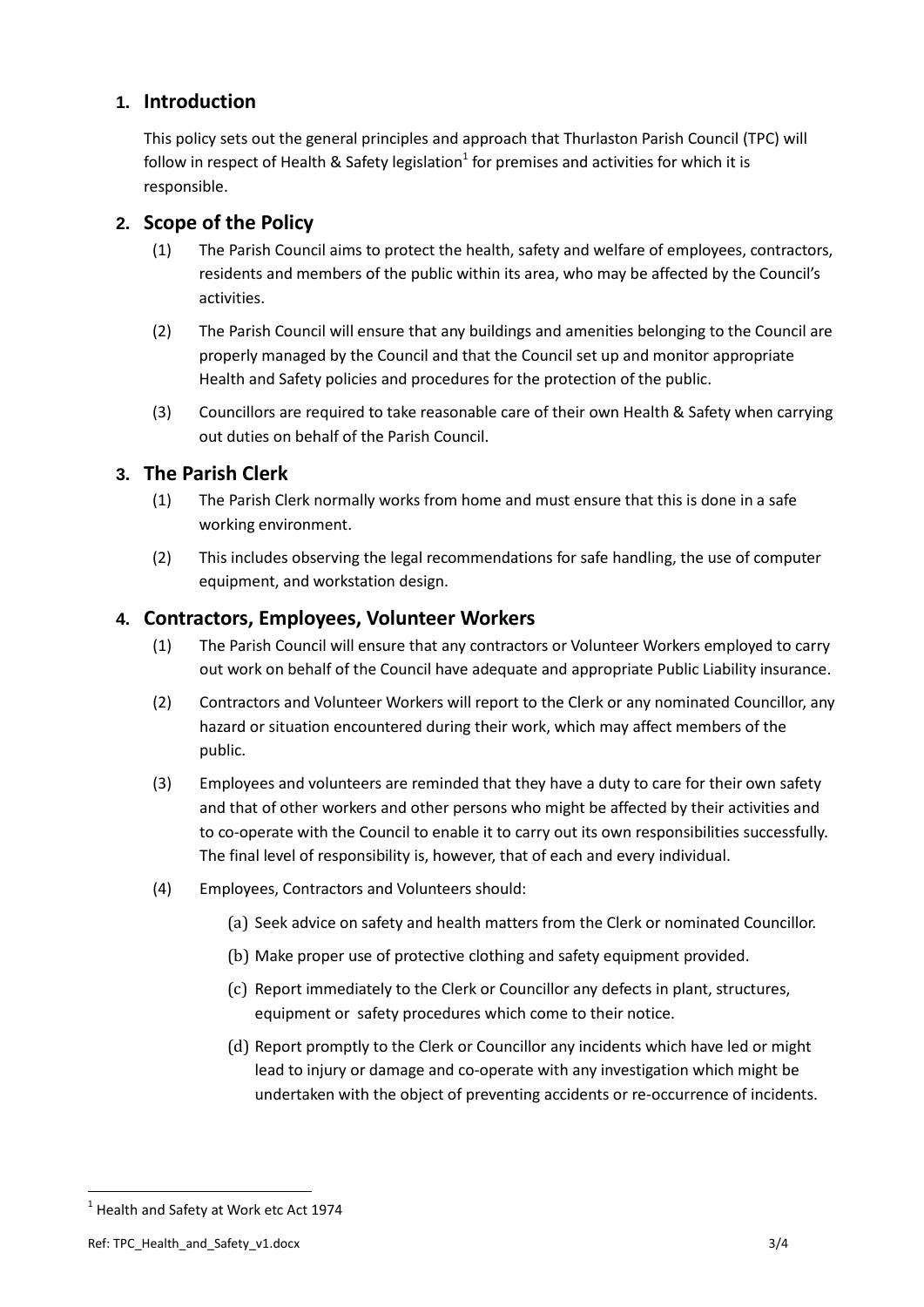## 1. Introduction

This policy sets out the general principles and approach that Thurlaston Parish Council (TPC) will follow in respect of Health & Safety legislation[1] for premises and activities for which it is responsible.

## 2. Scope of the Policy

(1) The Parish Council aims to protect the health, safety and welfare of employees, contractors, residents and members of the public within its area, who may be affected by the Council's activities.

(2) The Parish Council will ensure that any buildings and amenities belonging to the Council are properly managed by the Council and that the Council set up and monitor appropriate Health and Safety policies and procedures for the protection of the public.

(3) Councillors are required to take reasonable care of their own Health & Safety when carrying out duties on behalf of the Parish Council.

## 3. The Parish Clerk

(1) The Parish Clerk normally works from home and must ensure that this is done in a safe working environment.

(2) This includes observing the legal recommendations for safe handling, the use of computer equipment, and workstation design.

## 4. Contractors, Employees, Volunteer Workers

(1) The Parish Council will ensure that any contractors or Volunteer Workers employed to carry out work on behalf of the Council have adequate and appropriate Public Liability insurance.

(2) Contractors and Volunteer Workers will report to the Clerk or any nominated Councillor, any hazard or situation encountered during their work, which may affect members of the public.

(3) Employees and volunteers are reminded that they have a duty to care for their own safety and that of other workers and other persons who might be affected by their activities and to co-operate with the Council to enable it to carry out its own responsibilities successfully. The final level of responsibility is, however, that of each and every individual.

(4) Employees, Contractors and Volunteers should:

(a) Seek advice on safety and health matters from the Clerk or nominated Councillor.

(b) Make proper use of protective clothing and safety equipment provided.

(c) Report immediately to the Clerk or Councillor any defects in plant, structures, equipment or safety procedures which come to their notice.

(d) Report promptly to the Clerk or Councillor any incidents which have led or might lead to injury or damage and co-operate with any investigation which might be undertaken with the object of preventing accidents or re-occurrence of incidents.

[1] Health and Safety at Work etc Act 1974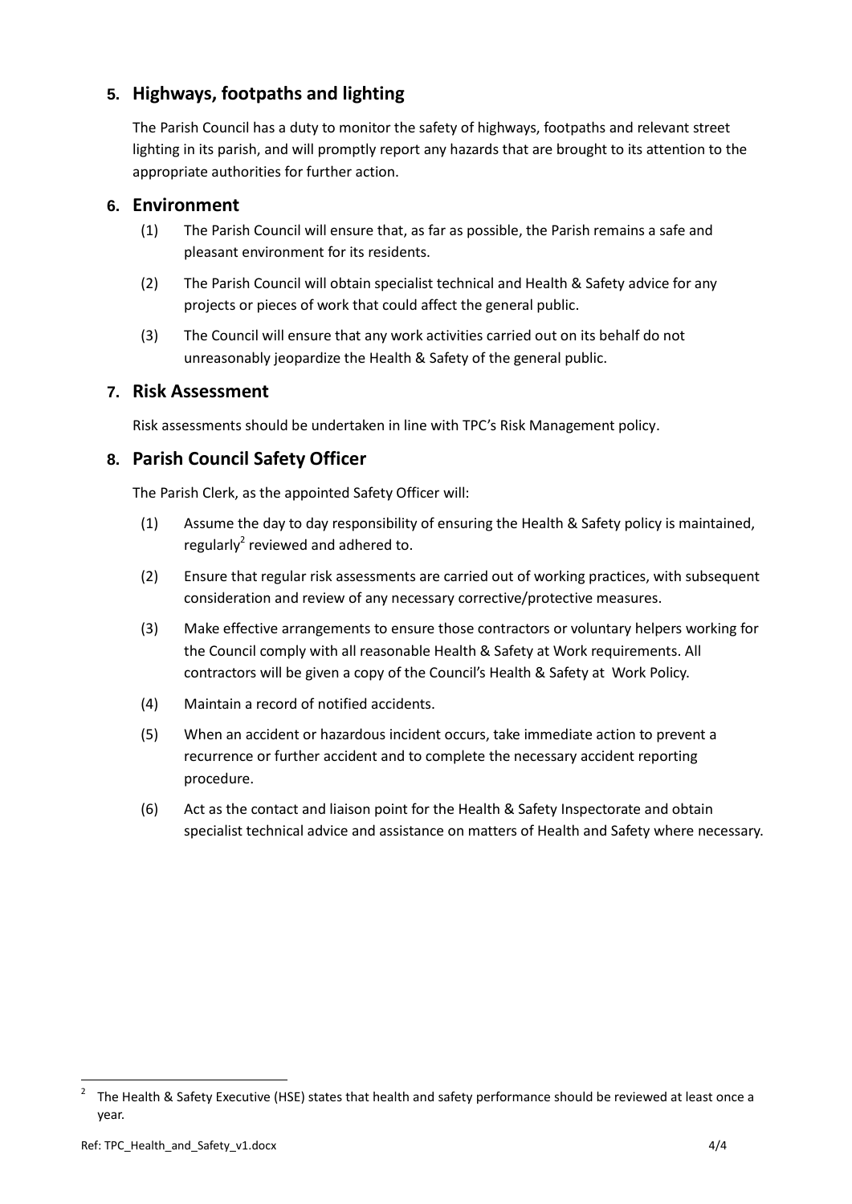## 5. Highways, footpaths and lighting

The Parish Council has a duty to monitor the safety of highways, footpaths and relevant street lighting in its parish, and will promptly report any hazards that are brought to its attention to the appropriate authorities for further action.

## 6. Environment

(1) The Parish Council will ensure that, as far as possible, the Parish remains a safe and pleasant environment for its residents.

(2) The Parish Council will obtain specialist technical and Health & Safety advice for any projects or pieces of work that could affect the general public.

(3) The Council will ensure that any work activities carried out on its behalf do not unreasonably jeopardize the Health & Safety of the general public.

## 7. Risk Assessment

Risk assessments should be undertaken in line with TPC's Risk Management policy.

## 8. Parish Council Safety Officer

The Parish Clerk, as the appointed Safety Officer will:

(1) Assume the day to day responsibility of ensuring the Health & Safety policy is maintained, regularly[2] reviewed and adhered to.

(2) Ensure that regular risk assessments are carried out of working practices, with subsequent consideration and review of any necessary corrective/protective measures.

(3) Make effective arrangements to ensure those contractors or voluntary helpers working for the Council comply with all reasonable Health & Safety at Work requirements. All contractors will be given a copy of the Council's Health & Safety at Work Policy.

(4) Maintain a record of notified accidents.

(5) When an accident or hazardous incident occurs, take immediate action to prevent a recurrence or further accident and to complete the necessary accident reporting procedure.

(6) Act as the contact and liaison point for the Health & Safety Inspectorate and obtain specialist technical advice and assistance on matters of Health and Safety where necessary.

[2] The Health & Safety Executive (HSE) states that health and safety performance should be reviewed at least once a year.